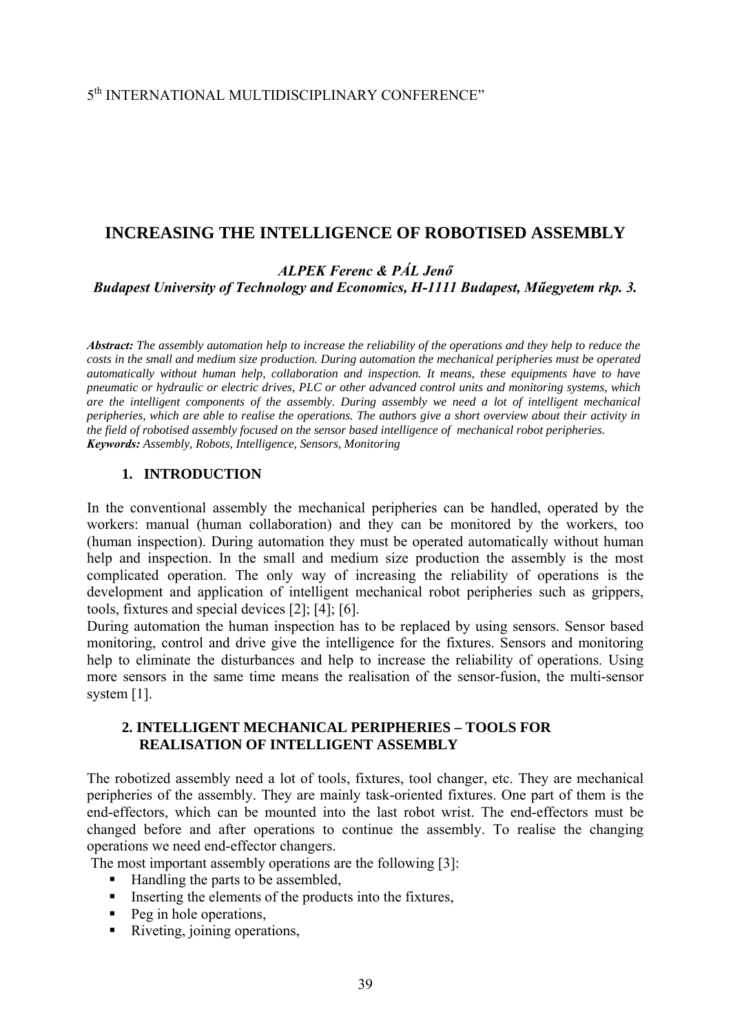5th INTERNATIONAL MULTIDISCIPLINARY CONFERENCE”

# INCREASING THE INTELLIGENCE OF ROBOTISED ASSEMBLY

***ALPEK Ferenc & PÁL Jenő***
***Budapest University of Technology and Economics, H-1111 Budapest, Műegyetem rkp. 3.***

***Abstract:*** *The assembly automation help to increase the reliability of the operations and they help to reduce the costs in the small and medium size production. During automation the mechanical peripheries must be operated automatically without human help, collaboration and inspection. It means, these equipments have to have pneumatic or hydraulic or electric drives, PLC or other advanced control units and monitoring systems, which are the intelligent components of the assembly. During assembly we need a lot of intelligent mechanical peripheries, which are able to realise the operations. The authors give a short overview about their activity in the field of robotised assembly focused on the sensor based intelligence of mechanical robot peripheries.*
***Keywords:*** *Assembly, Robots, Intelligence, Sensors, Monitoring*

## 1. INTRODUCTION

In the conventional assembly the mechanical peripheries can be handled, operated by the workers: manual (human collaboration) and they can be monitored by the workers, too (human inspection). During automation they must be operated automatically without human help and inspection. In the small and medium size production the assembly is the most complicated operation. The only way of increasing the reliability of operations is the development and application of intelligent mechanical robot peripheries such as grippers, tools, fixtures and special devices [2]; [4]; [6].
During automation the human inspection has to be replaced by using sensors. Sensor based monitoring, control and drive give the intelligence for the fixtures. Sensors and monitoring help to eliminate the disturbances and help to increase the reliability of operations. Using more sensors in the same time means the realisation of the sensor-fusion, the multi-sensor system [1].

## 2. INTELLIGENT MECHANICAL PERIPHERIES – TOOLS FOR REALISATION OF INTELLIGENT ASSEMBLY

The robotized assembly need a lot of tools, fixtures, tool changer, etc. They are mechanical peripheries of the assembly. They are mainly task-oriented fixtures. One part of them is the end-effectors, which can be mounted into the last robot wrist. The end-effectors must be changed before and after operations to continue the assembly. To realise the changing operations we need end-effector changers.
The most important assembly operations are the following [3]:

- Handling the parts to be assembled,
- Inserting the elements of the products into the fixtures,
- Peg in hole operations,
- Riveting, joining operations,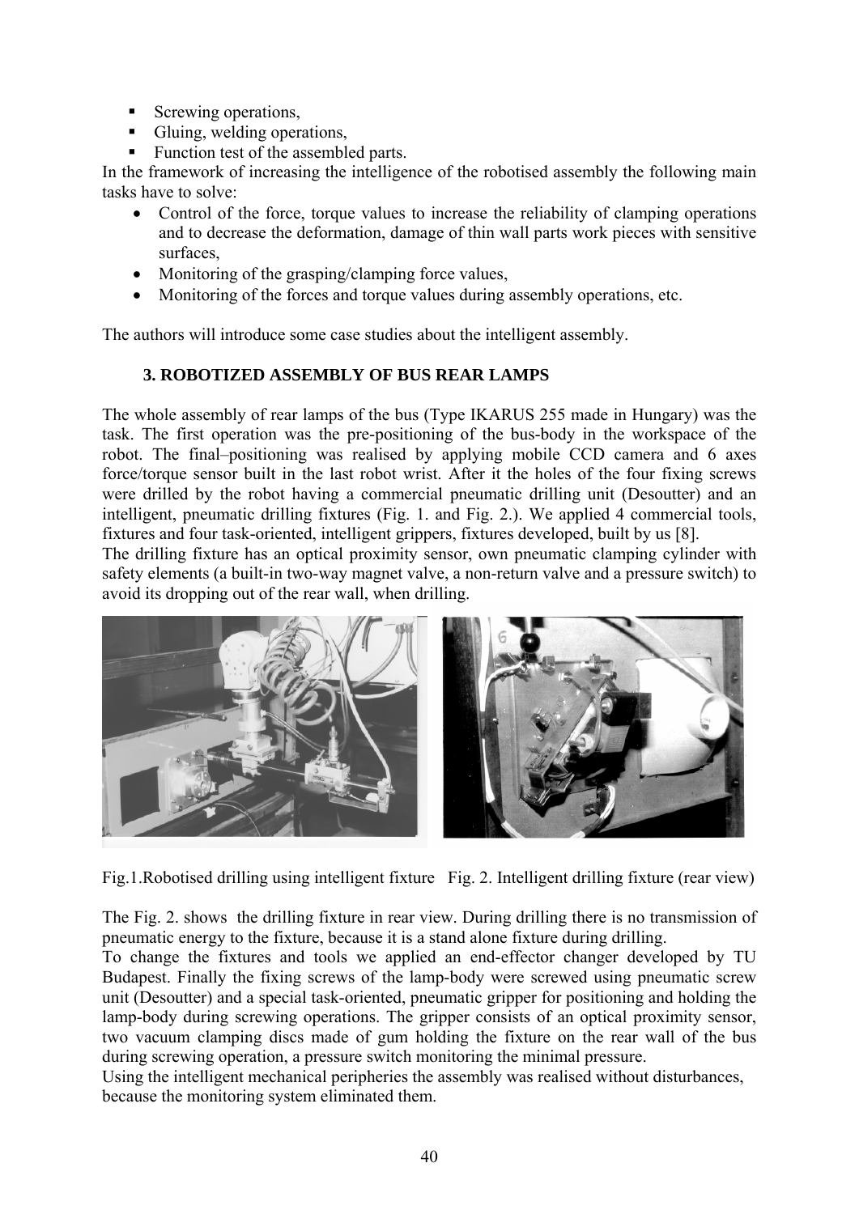- Screwing operations,
- Gluing, welding operations,
- Function test of the assembled parts.

In the framework of increasing the intelligence of the robotised assembly the following main tasks have to solve:

- Control of the force, torque values to increase the reliability of clamping operations and to decrease the deformation, damage of thin wall parts work pieces with sensitive surfaces,
- Monitoring of the grasping/clamping force values,
- Monitoring of the forces and torque values during assembly operations, etc.

The authors will introduce some case studies about the intelligent assembly.

## 3. ROBOTIZED ASSEMBLY OF BUS REAR LAMPS

The whole assembly of rear lamps of the bus (Type IKARUS 255 made in Hungary) was the task. The first operation was the pre-positioning of the bus-body in the workspace of the robot. The final–positioning was realised by applying mobile CCD camera and 6 axes force/torque sensor built in the last robot wrist. After it the holes of the four fixing screws were drilled by the robot having a commercial pneumatic drilling unit (Desoutter) and an intelligent, pneumatic drilling fixtures (Fig. 1. and Fig. 2.). We applied 4 commercial tools, fixtures and four task-oriented, intelligent grippers, fixtures developed, built by us [8].

The drilling fixture has an optical proximity sensor, own pneumatic clamping cylinder with safety elements (a built-in two-way magnet valve, a non-return valve and a pressure switch) to avoid its dropping out of the rear wall, when drilling.

Fig.1.Robotised drilling using intelligent fixture   Fig. 2. Intelligent drilling fixture (rear view)

The Fig. 2. shows the drilling fixture in rear view. During drilling there is no transmission of pneumatic energy to the fixture, because it is a stand alone fixture during drilling.

To change the fixtures and tools we applied an end-effector changer developed by TU Budapest. Finally the fixing screws of the lamp-body were screwed using pneumatic screw unit (Desoutter) and a special task-oriented, pneumatic gripper for positioning and holding the lamp-body during screwing operations. The gripper consists of an optical proximity sensor, two vacuum clamping discs made of gum holding the fixture on the rear wall of the bus during screwing operation, a pressure switch monitoring the minimal pressure.

Using the intelligent mechanical peripheries the assembly was realised without disturbances, because the monitoring system eliminated them.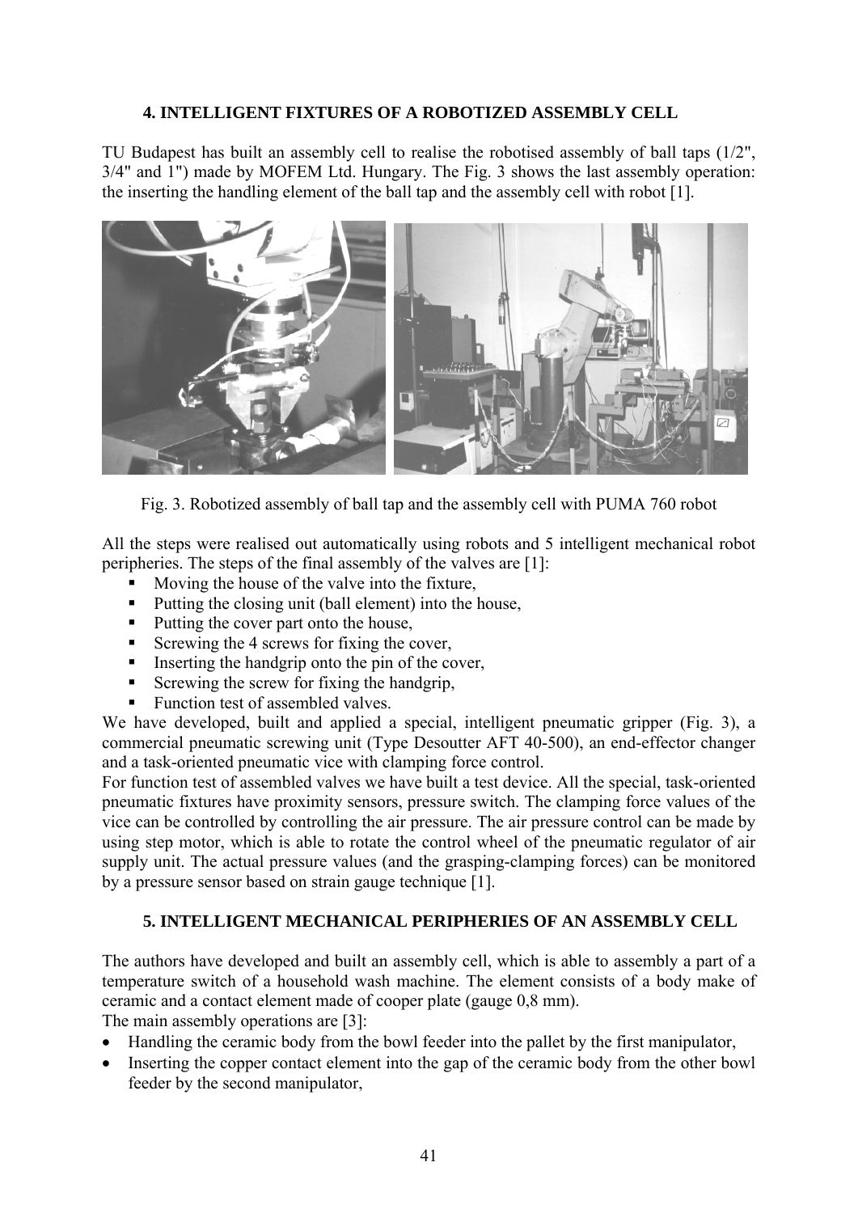## 4. INTELLIGENT FIXTURES OF A ROBOTIZED ASSEMBLY CELL

TU Budapest has built an assembly cell to realise the robotised assembly of ball taps (1/2", 3/4" and 1") made by MOFEM Ltd. Hungary. The Fig. 3 shows the last assembly operation: the inserting the handling element of the ball tap and the assembly cell with robot [1].

Fig. 3. Robotized assembly of ball tap and the assembly cell with PUMA 760 robot

All the steps were realised out automatically using robots and 5 intelligent mechanical robot peripheries. The steps of the final assembly of the valves are [1]:

- Moving the house of the valve into the fixture,
- Putting the closing unit (ball element) into the house,
- Putting the cover part onto the house,
- Screwing the 4 screws for fixing the cover,
- Inserting the handgrip onto the pin of the cover,
- Screwing the screw for fixing the handgrip,
- Function test of assembled valves.

We have developed, built and applied a special, intelligent pneumatic gripper (Fig. 3), a commercial pneumatic screwing unit (Type Desoutter AFT 40-500), an end-effector changer and a task-oriented pneumatic vice with clamping force control.

For function test of assembled valves we have built a test device. All the special, task-oriented pneumatic fixtures have proximity sensors, pressure switch. The clamping force values of the vice can be controlled by controlling the air pressure. The air pressure control can be made by using step motor, which is able to rotate the control wheel of the pneumatic regulator of air supply unit. The actual pressure values (and the grasping-clamping forces) can be monitored by a pressure sensor based on strain gauge technique [1].

## 5. INTELLIGENT MECHANICAL PERIPHERIES OF AN ASSEMBLY CELL

The authors have developed and built an assembly cell, which is able to assembly a part of a temperature switch of a household wash machine. The element consists of a body make of ceramic and a contact element made of cooper plate (gauge 0,8 mm).

The main assembly operations are [3]:

- Handling the ceramic body from the bowl feeder into the pallet by the first manipulator,
- Inserting the copper contact element into the gap of the ceramic body from the other bowl feeder by the second manipulator,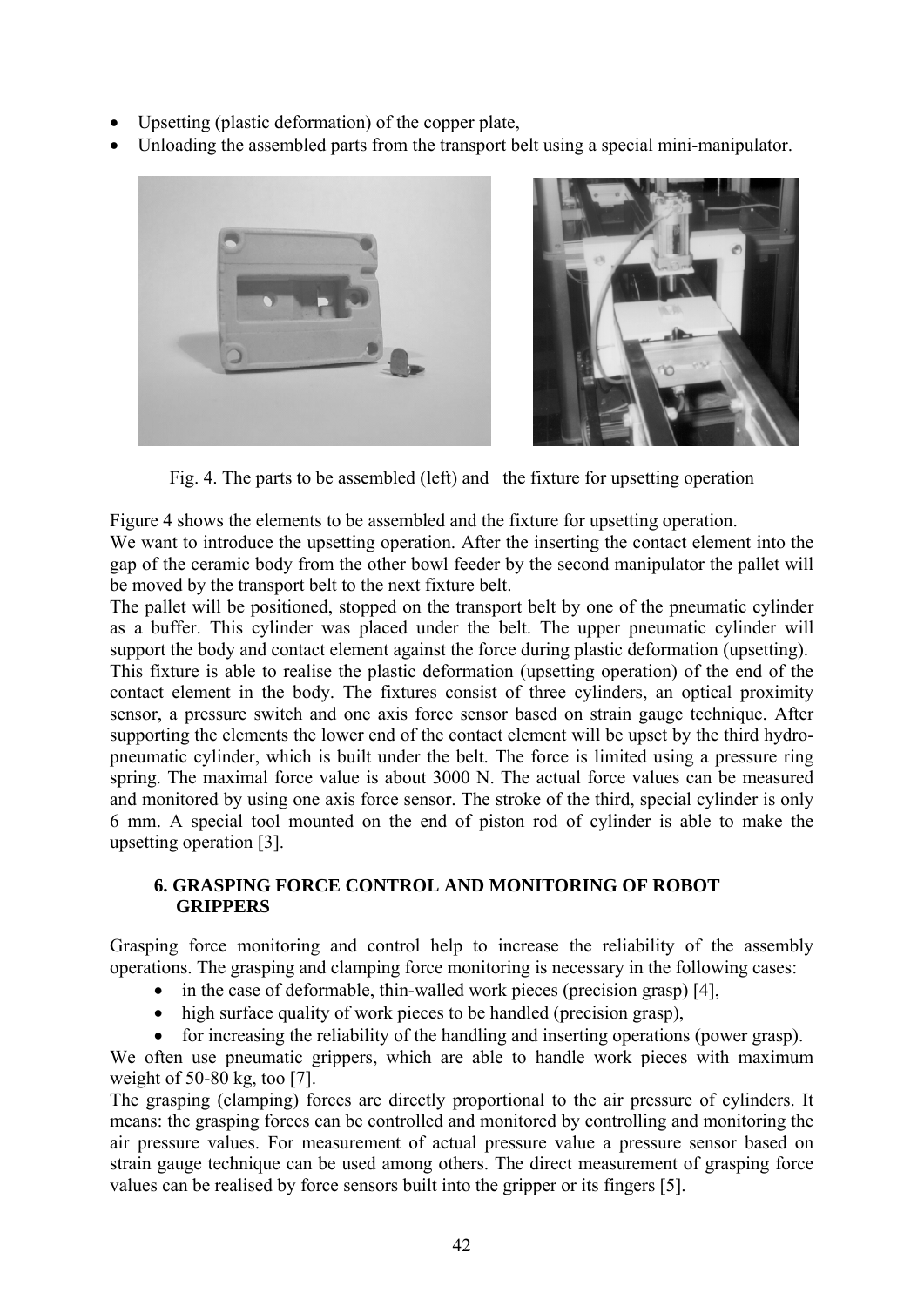- Upsetting (plastic deformation) of the copper plate,
- Unloading the assembled parts from the transport belt using a special mini-manipulator.

Fig. 4. The parts to be assembled (left) and the fixture for upsetting operation

Figure 4 shows the elements to be assembled and the fixture for upsetting operation.
We want to introduce the upsetting operation. After the inserting the contact element into the gap of the ceramic body from the other bowl feeder by the second manipulator the pallet will be moved by the transport belt to the next fixture belt.
The pallet will be positioned, stopped on the transport belt by one of the pneumatic cylinder as a buffer. This cylinder was placed under the belt. The upper pneumatic cylinder will support the body and contact element against the force during plastic deformation (upsetting).
This fixture is able to realise the plastic deformation (upsetting operation) of the end of the contact element in the body. The fixtures consist of three cylinders, an optical proximity sensor, a pressure switch and one axis force sensor based on strain gauge technique. After supporting the elements the lower end of the contact element will be upset by the third hydro-pneumatic cylinder, which is built under the belt. The force is limited using a pressure ring spring. The maximal force value is about 3000 N. The actual force values can be measured and monitored by using one axis force sensor. The stroke of the third, special cylinder is only 6 mm. A special tool mounted on the end of piston rod of cylinder is able to make the upsetting operation [3].

## 6. GRASPING FORCE CONTROL AND MONITORING OF ROBOT GRIPPERS

Grasping force monitoring and control help to increase the reliability of the assembly operations. The grasping and clamping force monitoring is necessary in the following cases:

- in the case of deformable, thin-walled work pieces (precision grasp) [4],
- high surface quality of work pieces to be handled (precision grasp),
- for increasing the reliability of the handling and inserting operations (power grasp).

We often use pneumatic grippers, which are able to handle work pieces with maximum weight of 50-80 kg, too [7].
The grasping (clamping) forces are directly proportional to the air pressure of cylinders. It means: the grasping forces can be controlled and monitored by controlling and monitoring the air pressure values. For measurement of actual pressure value a pressure sensor based on strain gauge technique can be used among others. The direct measurement of grasping force values can be realised by force sensors built into the gripper or its fingers [5].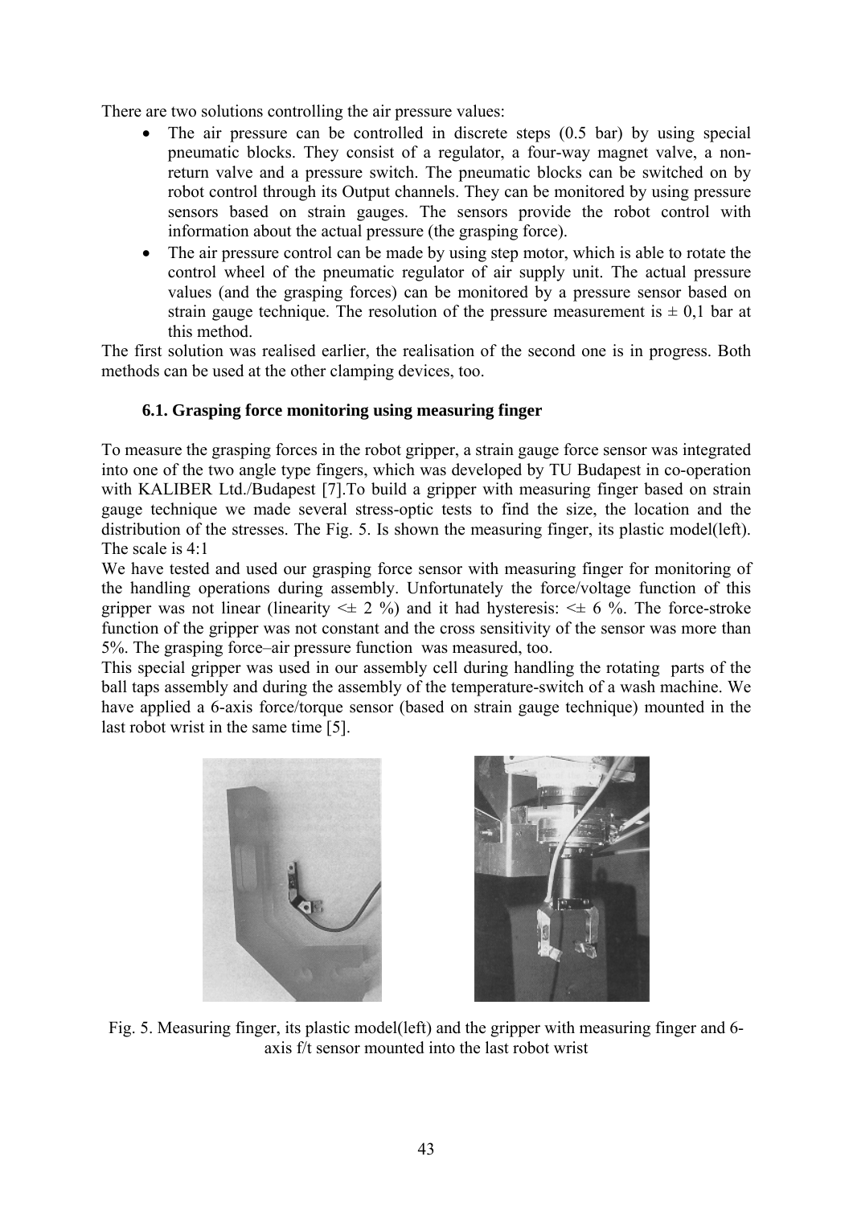There are two solutions controlling the air pressure values:

- The air pressure can be controlled in discrete steps (0.5 bar) by using special pneumatic blocks. They consist of a regulator, a four-way magnet valve, a non-return valve and a pressure switch. The pneumatic blocks can be switched on by robot control through its Output channels. They can be monitored by using pressure sensors based on strain gauges. The sensors provide the robot control with information about the actual pressure (the grasping force).
- The air pressure control can be made by using step motor, which is able to rotate the control wheel of the pneumatic regulator of air supply unit. The actual pressure values (and the grasping forces) can be monitored by a pressure sensor based on strain gauge technique. The resolution of the pressure measurement is ± 0,1 bar at this method.

The first solution was realised earlier, the realisation of the second one is in progress. Both methods can be used at the other clamping devices, too.

### 6.1. Grasping force monitoring using measuring finger

To measure the grasping forces in the robot gripper, a strain gauge force sensor was integrated into one of the two angle type fingers, which was developed by TU Budapest in co-operation with KALIBER Ltd./Budapest [7].To build a gripper with measuring finger based on strain gauge technique we made several stress-optic tests to find the size, the location and the distribution of the stresses. The Fig. 5. Is shown the measuring finger, its plastic model(left). The scale is 4:1

We have tested and used our grasping force sensor with measuring finger for monitoring of the handling operations during assembly. Unfortunately the force/voltage function of this gripper was not linear (linearity <± 2 %) and it had hysteresis: <± 6 %. The force-stroke function of the gripper was not constant and the cross sensitivity of the sensor was more than 5%. The grasping force–air pressure function was measured, too.

This special gripper was used in our assembly cell during handling the rotating parts of the ball taps assembly and during the assembly of the temperature-switch of a wash machine. We have applied a 6-axis force/torque sensor (based on strain gauge technique) mounted in the last robot wrist in the same time [5].

Fig. 5. Measuring finger, its plastic model(left) and the gripper with measuring finger and 6-axis f/t sensor mounted into the last robot wrist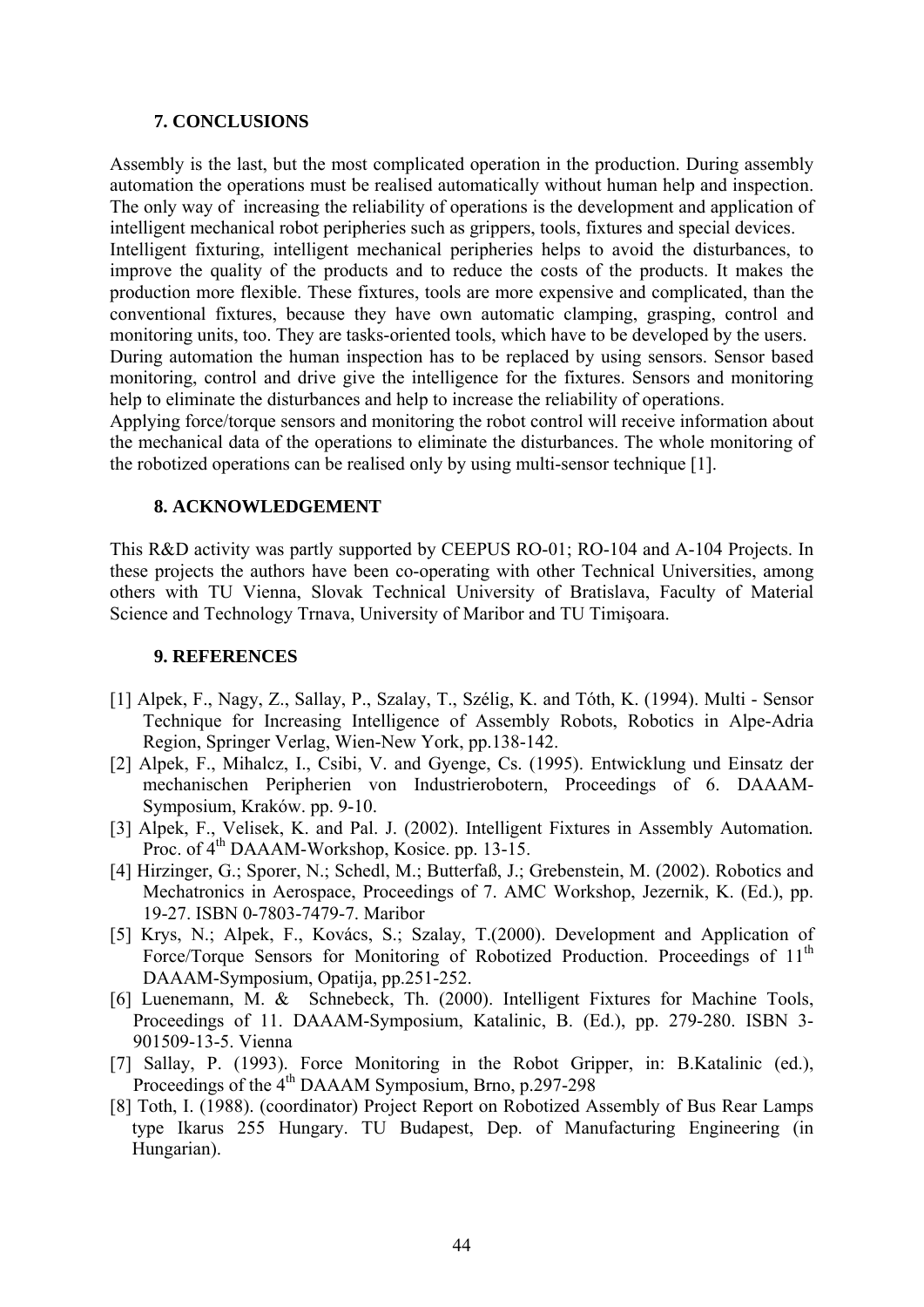## 7. CONCLUSIONS

Assembly is the last, but the most complicated operation in the production. During assembly automation the operations must be realised automatically without human help and inspection. The only way of increasing the reliability of operations is the development and application of intelligent mechanical robot peripheries such as grippers, tools, fixtures and special devices.
Intelligent fixturing, intelligent mechanical peripheries helps to avoid the disturbances, to improve the quality of the products and to reduce the costs of the products. It makes the production more flexible. These fixtures, tools are more expensive and complicated, than the conventional fixtures, because they have own automatic clamping, grasping, control and monitoring units, too. They are tasks-oriented tools, which have to be developed by the users.
During automation the human inspection has to be replaced by using sensors. Sensor based monitoring, control and drive give the intelligence for the fixtures. Sensors and monitoring help to eliminate the disturbances and help to increase the reliability of operations.
Applying force/torque sensors and monitoring the robot control will receive information about the mechanical data of the operations to eliminate the disturbances. The whole monitoring of the robotized operations can be realised only by using multi-sensor technique [1].

## 8. ACKNOWLEDGEMENT

This R&D activity was partly supported by CEEPUS RO-01; RO-104 and A-104 Projects. In these projects the authors have been co-operating with other Technical Universities, among others with TU Vienna, Slovak Technical University of Bratislava, Faculty of Material Science and Technology Trnava, University of Maribor and TU Timişoara.

## 9. REFERENCES

[1] Alpek, F., Nagy, Z., Sallay, P., Szalay, T., Szélig, K. and Tóth, K. (1994). Multi - Sensor Technique for Increasing Intelligence of Assembly Robots, Robotics in Alpe-Adria Region, Springer Verlag, Wien-New York, pp.138-142.

[2] Alpek, F., Mihalcz, I., Csibi, V. and Gyenge, Cs. (1995). Entwicklung und Einsatz der mechanischen Peripherien von Industrierobotern, Proceedings of 6. DAAAM-Symposium, Kraków. pp. 9-10.

[3] Alpek, F., Velisek, K. and Pal. J. (2002). Intelligent Fixtures in Assembly Automation. Proc. of 4th DAAAM-Workshop, Kosice. pp. 13-15.

[4] Hirzinger, G.; Sporer, N.; Schedl, M.; Butterfaß, J.; Grebenstein, M. (2002). Robotics and Mechatronics in Aerospace, Proceedings of 7. AMC Workshop, Jezernik, K. (Ed.), pp. 19-27. ISBN 0-7803-7479-7. Maribor

[5] Krys, N.; Alpek, F., Kovács, S.; Szalay, T.(2000). Development and Application of Force/Torque Sensors for Monitoring of Robotized Production. Proceedings of 11th DAAAM-Symposium, Opatija, pp.251-252.

[6] Luenemann, M. & Schnebeck, Th. (2000). Intelligent Fixtures for Machine Tools, Proceedings of 11. DAAAM-Symposium, Katalinic, B. (Ed.), pp. 279-280. ISBN 3-901509-13-5. Vienna

[7] Sallay, P. (1993). Force Monitoring in the Robot Gripper, in: B.Katalinic (ed.), Proceedings of the 4th DAAAM Symposium, Brno, p.297-298

[8] Toth, I. (1988). (coordinator) Project Report on Robotized Assembly of Bus Rear Lamps type Ikarus 255 Hungary. TU Budapest, Dep. of Manufacturing Engineering (in Hungarian).